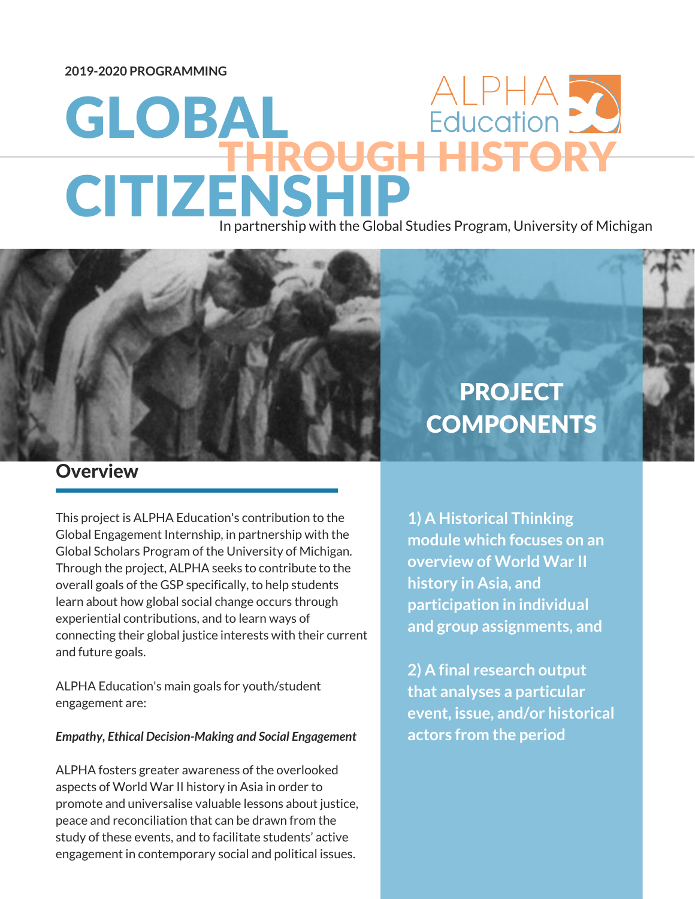**2019-2020 PROGRAMMING**

ALPHA Education

# GLOBAL CITIZENSHIP THROUGH HISTORY

In partnership with the Global Studies Program, University of Michigan

## Overview

This project is ALPHA Education's contribution to the Global Engagement Internship, in partnership with the Global Scholars Program of the University of Michigan. Through the project, ALPHA seeks to contribute to the overall goals of the GSP specifically, to help students learn about how global social change occurs through experiential contributions, and to learn ways of connecting their global justice interests with their current and future goals.

ALPHA Education's main goals for youth/student engagement are:

***Empathy, Ethical Decision-Making and Social Engagement***

ALPHA fosters greater awareness of the overlooked aspects of World War II history in Asia in order to promote and universalise valuable lessons about justice, peace and reconciliation that can be drawn from the study of these events, and to facilitate students' active engagement in contemporary social and political issues.

## PROJECT COMPONENTS

**1) A Historical Thinking module which focuses on an overview of World War II history in Asia, and participation in individual and group assignments, and**

**2) A final research output that analyses a particular event, issue, and/or historical actors from the period**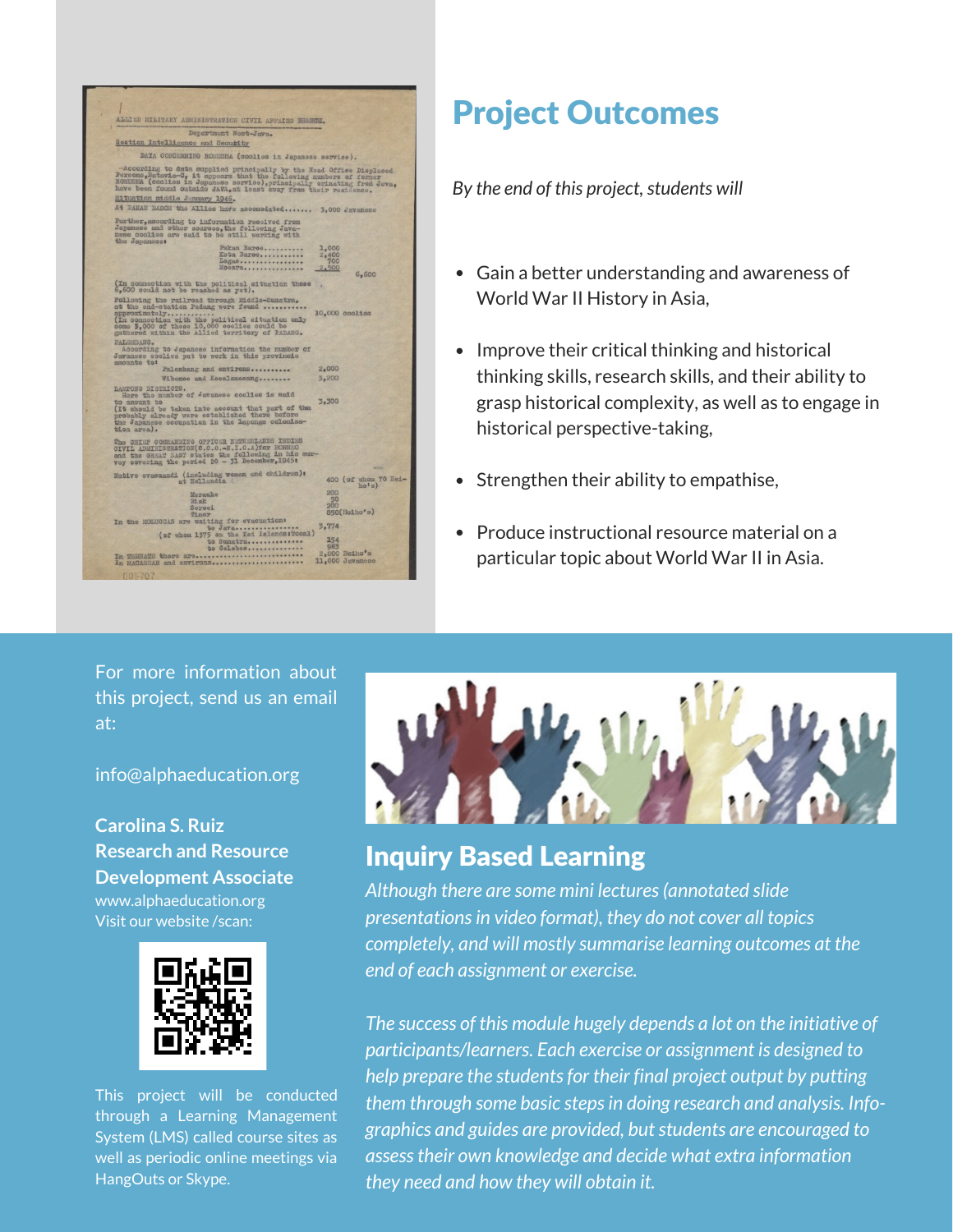## Project Outcomes

*By the end of this project, students will*

- Gain a better understanding and awareness of World War II History in Asia,
- Improve their critical thinking and historical thinking skills, research skills, and their ability to grasp historical complexity, as well as to engage in historical perspective-taking,
- Strengthen their ability to empathise,
- Produce instructional resource material on a particular topic about World War II in Asia.

For more information about this project, send us an email at:

info@alphaeducation.org

**Carolina S. Ruiz**
**Research and Resource Development Associate**
www.alphaeducation.org
Visit our website /scan:

This project will be conducted through a Learning Management System (LMS) called course sites as well as periodic online meetings via HangOuts or Skype.

## Inquiry Based Learning

*Although there are some mini lectures (annotated slide presentations in video format), they do not cover all topics completely, and will mostly summarise learning outcomes at the end of each assignment or exercise.*

*The success of this module hugely depends a lot on the initiative of participants/learners. Each exercise or assignment is designed to help prepare the students for their final project output by putting them through some basic steps in doing research and analysis. Info-graphics and guides are provided, but students are encouraged to assess their own knowledge and decide what extra information they need and how they will obtain it.*